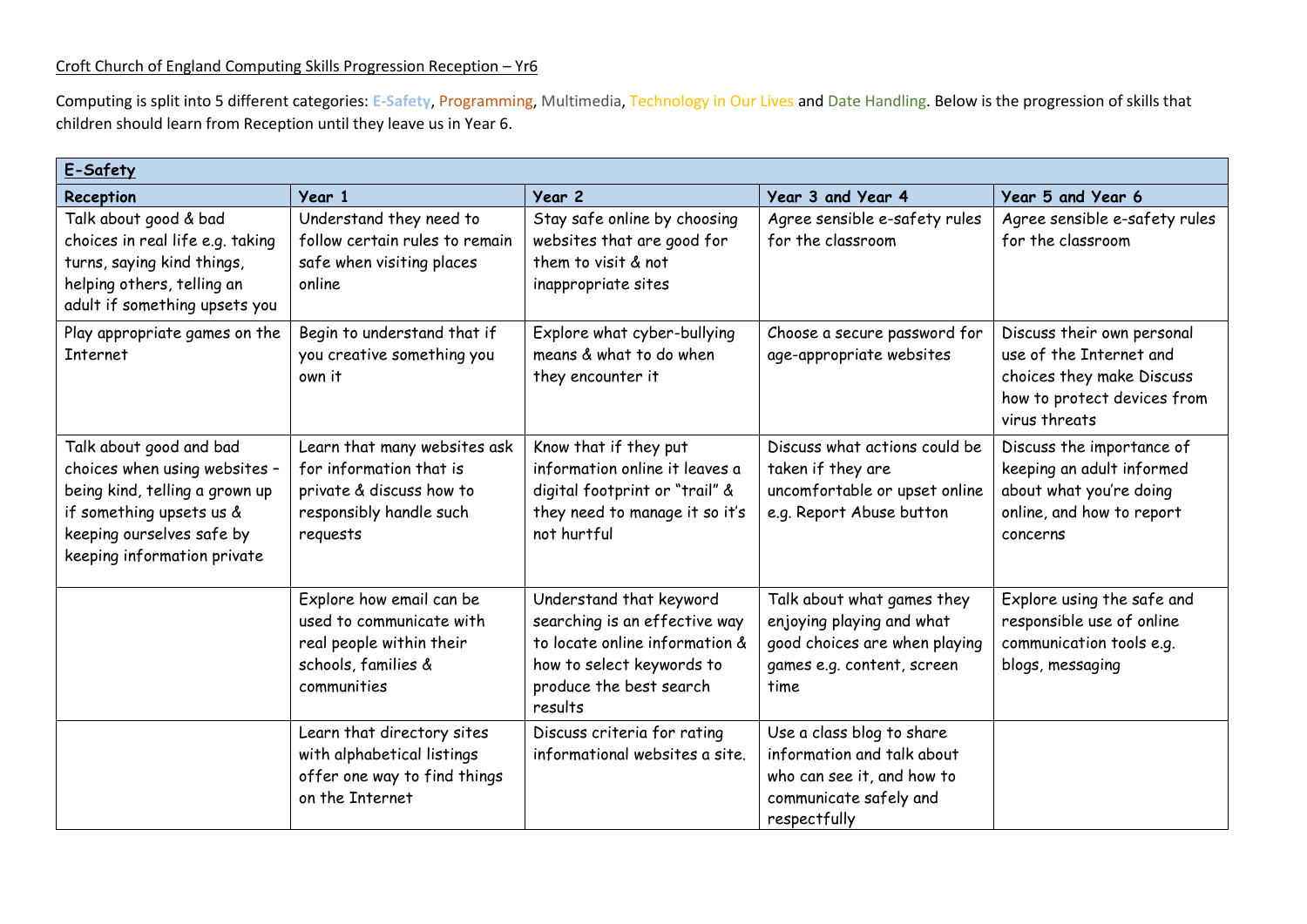Croft Church of England Computing Skills Progression Reception – Yr6

Computing is split into 5 different categories: E-Safety, Programming, Multimedia, Technology in Our Lives and Date Handling. Below is the progression of skills that children should learn from Reception until they leave us in Year 6.

| **E-Safety** | | | | |
|---|---|---|---|---|
| **Reception** | **Year 1** | **Year 2** | **Year 3 and Year 4** | **Year 5 and Year 6** |
| Talk about good & bad choices in real life e.g. taking turns, saying kind things, helping others, telling an adult if something upsets you | Understand they need to follow certain rules to remain safe when visiting places online | Stay safe online by choosing websites that are good for them to visit & not inappropriate sites | Agree sensible e-safety rules for the classroom | Agree sensible e-safety rules for the classroom |
| Play appropriate games on the Internet | Begin to understand that if you creative something you own it | Explore what cyber-bullying means & what to do when they encounter it | Choose a secure password for age-appropriate websites | Discuss their own personal use of the Internet and choices they make Discuss how to protect devices from virus threats |
| Talk about good and bad choices when using websites – being kind, telling a grown up if something upsets us & keeping ourselves safe by keeping information private | Learn that many websites ask for information that is private & discuss how to responsibly handle such requests | Know that if they put information online it leaves a digital footprint or "trail" & they need to manage it so it's not hurtful | Discuss what actions could be taken if they are uncomfortable or upset online e.g. Report Abuse button | Discuss the importance of keeping an adult informed about what you're doing online, and how to report concerns |
| | Explore how email can be used to communicate with real people within their schools, families & communities | Understand that keyword searching is an effective way to locate online information & how to select keywords to produce the best search results | Talk about what games they enjoying playing and what good choices are when playing games e.g. content, screen time | Explore using the safe and responsible use of online communication tools e.g. blogs, messaging |
| | Learn that directory sites with alphabetical listings offer one way to find things on the Internet | Discuss criteria for rating informational websites a site. | Use a class blog to share information and talk about who can see it, and how to communicate safely and respectfully | |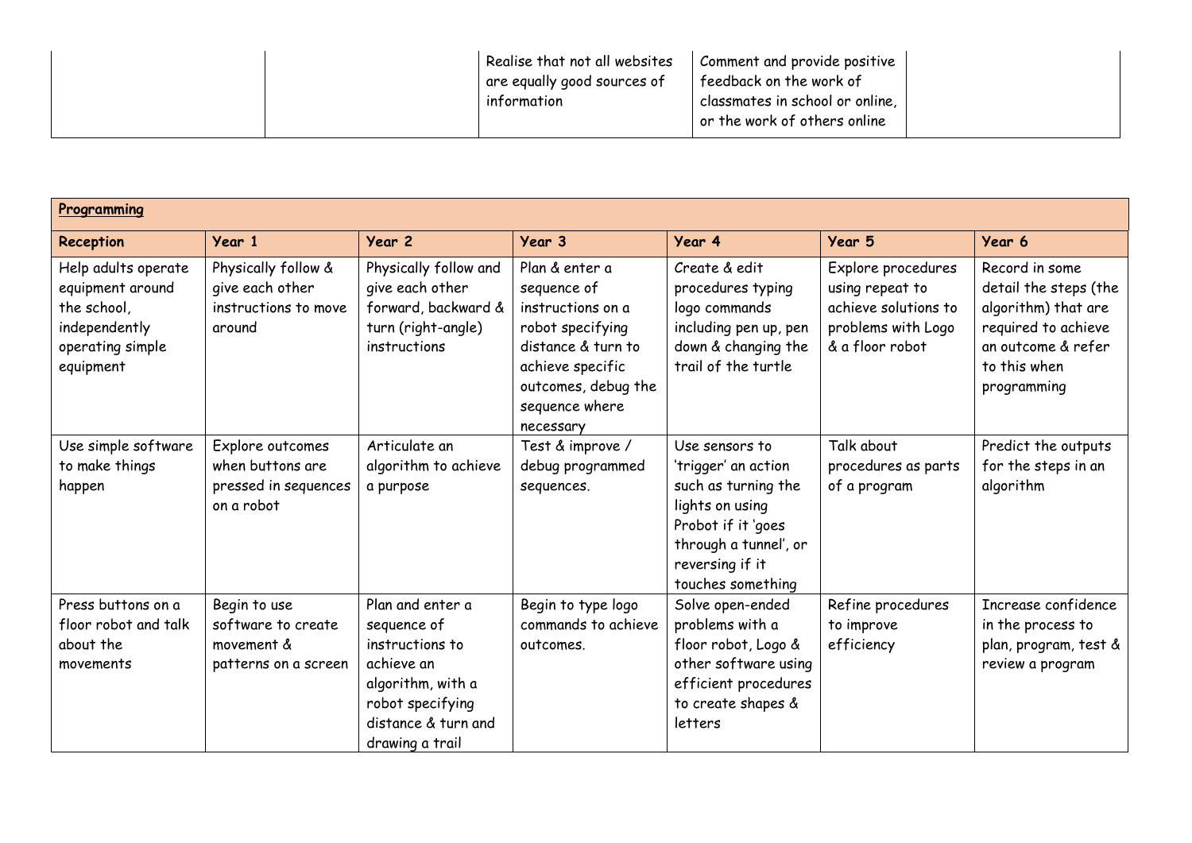| | | Realise that not all websites are equally good sources of information | Comment and provide positive feedback on the work of classmates in school or online, or the work of others online | |
|---|---|---|---|---|

| **Programming** | | | | | | |
|---|---|---|---|---|---|---|
| **Reception** | **Year 1** | **Year 2** | **Year 3** | **Year 4** | **Year 5** | **Year 6** |
| Help adults operate equipment around the school, independently operating simple equipment | Physically follow & give each other instructions to move around | Physically follow and give each other forward, backward & turn (right-angle) instructions | Plan & enter a sequence of instructions on a robot specifying distance & turn to achieve specific outcomes, debug the sequence where necessary | Create & edit procedures typing logo commands including pen up, pen down & changing the trail of the turtle | Explore procedures using repeat to achieve solutions to problems with Logo & a floor robot | Record in some detail the steps (the algorithm) that are required to achieve an outcome & refer to this when programming |
| Use simple software to make things happen | Explore outcomes when buttons are pressed in sequences on a robot | Articulate an algorithm to achieve a purpose | Test & improve / debug programmed sequences. | Use sensors to 'trigger' an action such as turning the lights on using Probot if it 'goes through a tunnel', or reversing if it touches something | Talk about procedures as parts of a program | Predict the outputs for the steps in an algorithm |
| Press buttons on a floor robot and talk about the movements | Begin to use software to create movement & patterns on a screen | Plan and enter a sequence of instructions to achieve an algorithm, with a robot specifying distance & turn and drawing a trail | Begin to type logo commands to achieve outcomes. | Solve open-ended problems with a floor robot, Logo & other software using efficient procedures to create shapes & letters | Refine procedures to improve efficiency | Increase confidence in the process to plan, program, test & review a program |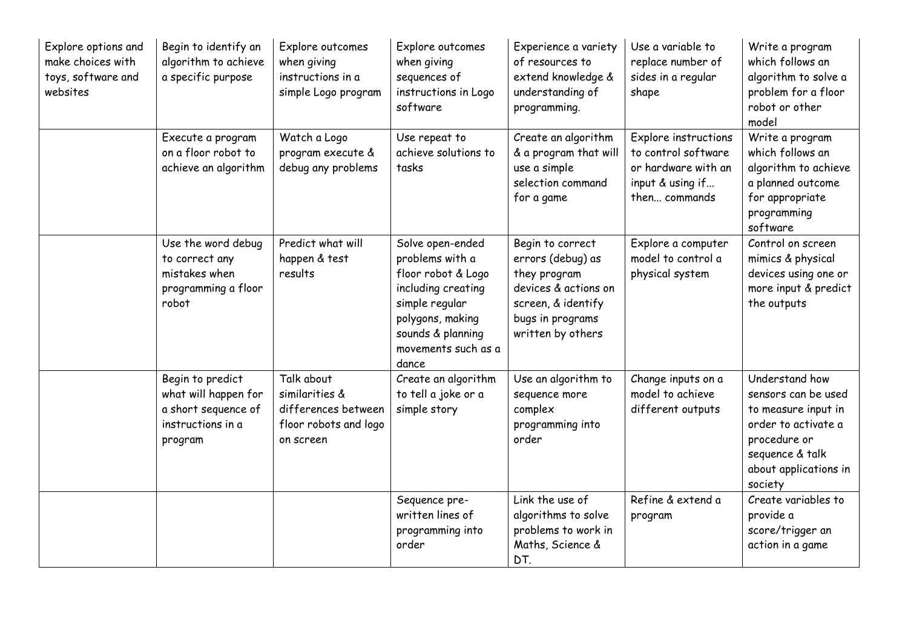| Explore options and make choices with toys, software and websites | Begin to identify an algorithm to achieve a specific purpose | Explore outcomes when giving instructions in a simple Logo program | Explore outcomes when giving sequences of instructions in Logo software | Experience a variety of resources to extend knowledge & understanding of programming. | Use a variable to replace number of sides in a regular shape | Write a program which follows an algorithm to solve a problem for a floor robot or other model |
|---|---|---|---|---|---|---|
| | Execute a program on a floor robot to achieve an algorithm | Watch a Logo program execute & debug any problems | Use repeat to achieve solutions to tasks | Create an algorithm & a program that will use a simple selection command for a game | Explore instructions to control software or hardware with an input & using if... then... commands | Write a program which follows an algorithm to achieve a planned outcome for appropriate programming software |
| | Use the word debug to correct any mistakes when programming a floor robot | Predict what will happen & test results | Solve open-ended problems with a floor robot & Logo including creating simple regular polygons, making sounds & planning movements such as a dance | Begin to correct errors (debug) as they program devices & actions on screen, & identify bugs in programs written by others | Explore a computer model to control a physical system | Control on screen mimics & physical devices using one or more input & predict the outputs |
| | Begin to predict what will happen for a short sequence of instructions in a program | Talk about similarities & differences between floor robots and logo on screen | Create an algorithm to tell a joke or a simple story | Use an algorithm to sequence more complex programming into order | Change inputs on a model to achieve different outputs | Understand how sensors can be used to measure input in order to activate a procedure or sequence & talk about applications in society |
| | | | Sequence pre-written lines of programming into order | Link the use of algorithms to solve problems to work in Maths, Science & DT. | Refine & extend a program | Create variables to provide a score/trigger an action in a game |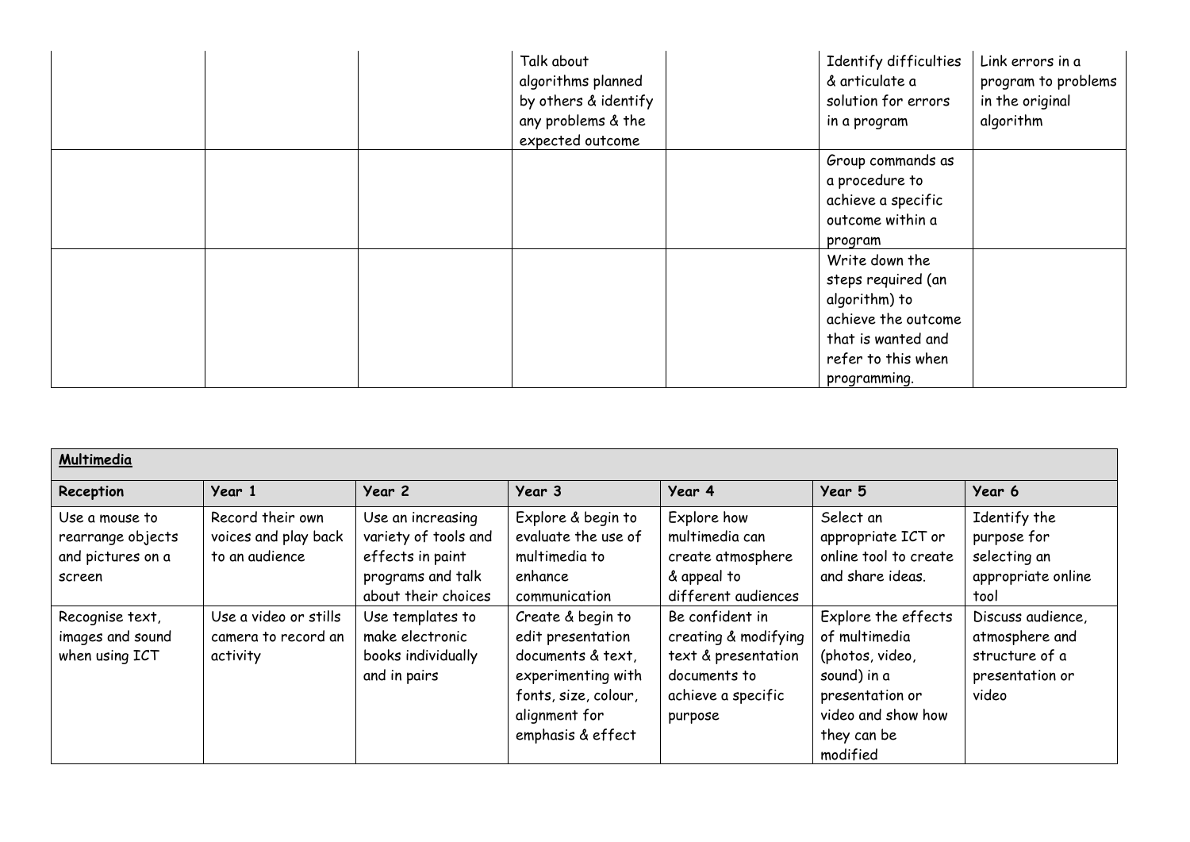| | | | | | | |
|---|---|---|---|---|---|---|
| | | | Talk about algorithms planned by others & identify any problems & the expected outcome | | Identify difficulties & articulate a solution for errors in a program | Link errors in a program to problems in the original algorithm |
| | | | | | Group commands as a procedure to achieve a specific outcome within a program | |
| | | | | | Write down the steps required (an algorithm) to achieve the outcome that is wanted and refer to this when programming. | |

| **Multimedia** | | | | | | |
|---|---|---|---|---|---|---|
| **Reception** | **Year 1** | **Year 2** | **Year 3** | **Year 4** | **Year 5** | **Year 6** |
| Use a mouse to rearrange objects and pictures on a screen | Record their own voices and play back to an audience | Use an increasing variety of tools and effects in paint programs and talk about their choices | Explore & begin to evaluate the use of multimedia to enhance communication | Explore how multimedia can create atmosphere & appeal to different audiences | Select an appropriate ICT or online tool to create and share ideas. | Identify the purpose for selecting an appropriate online tool |
| Recognise text, images and sound when using ICT | Use a video or stills camera to record an activity | Use templates to make electronic books individually and in pairs | Create & begin to edit presentation documents & text, experimenting with fonts, size, colour, alignment for emphasis & effect | Be confident in creating & modifying text & presentation documents to achieve a specific purpose | Explore the effects of multimedia (photos, video, sound) in a presentation or video and show how they can be modified | Discuss audience, atmosphere and structure of a presentation or video |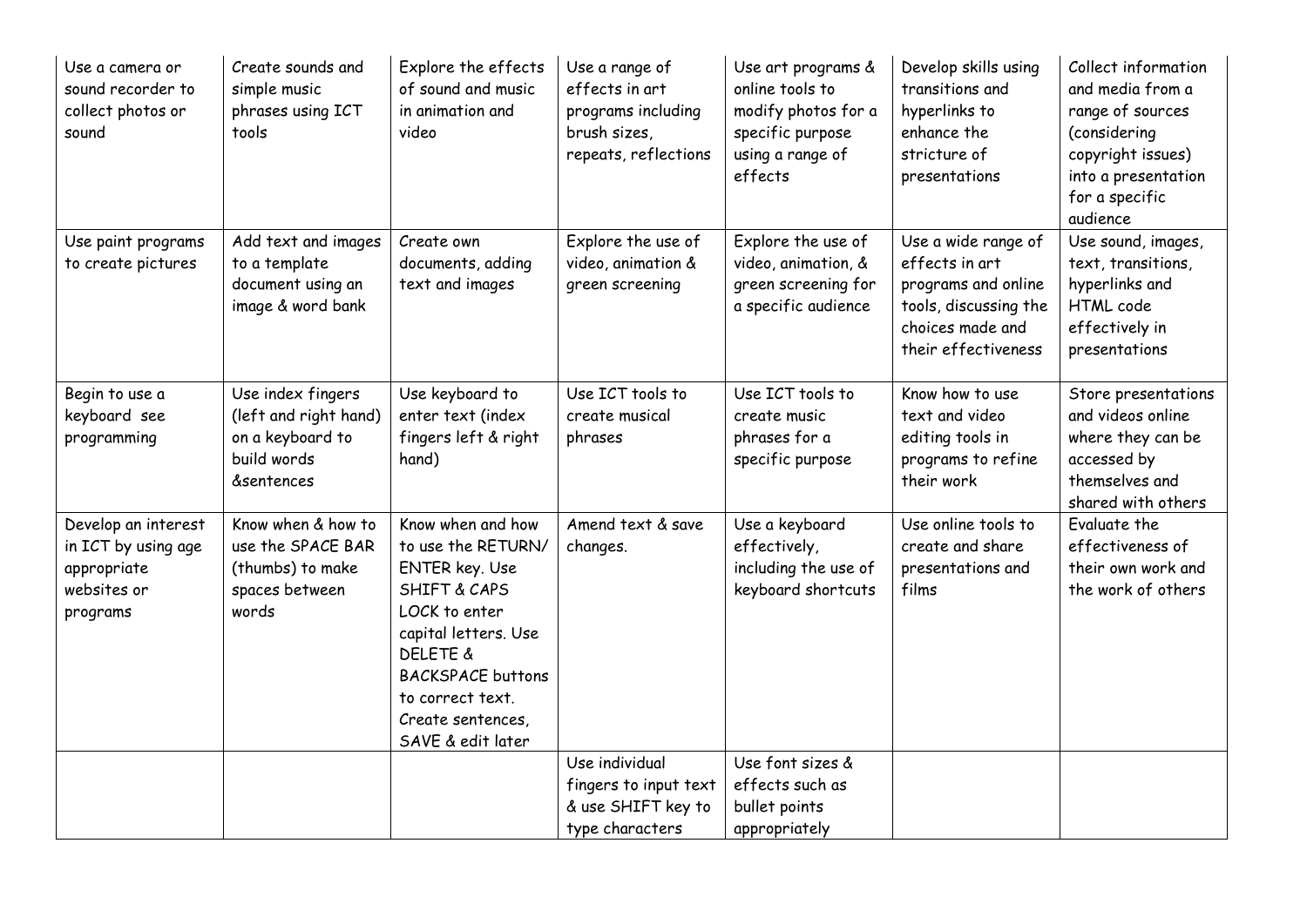| | | | | | | |
|---|---|---|---|---|---|---|
| Use a camera or sound recorder to collect photos or sound | Create sounds and simple music phrases using ICT tools | Explore the effects of sound and music in animation and video | Use a range of effects in art programs including brush sizes, repeats, reflections | Use art programs & online tools to modify photos for a specific purpose using a range of effects | Develop skills using transitions and hyperlinks to enhance the stricture of presentations | Collect information and media from a range of sources (considering copyright issues) into a presentation for a specific audience |
| Use paint programs to create pictures | Add text and images to a template document using an image & word bank | Create own documents, adding text and images | Explore the use of video, animation & green screening | Explore the use of video, animation, & green screening for a specific audience | Use a wide range of effects in art programs and online tools, discussing the choices made and their effectiveness | Use sound, images, text, transitions, hyperlinks and HTML code effectively in presentations |
| Begin to use a keyboard see programming | Use index fingers (left and right hand) on a keyboard to build words &sentences | Use keyboard to enter text (index fingers left & right hand) | Use ICT tools to create musical phrases | Use ICT tools to create music phrases for a specific purpose | Know how to use text and video editing tools in programs to refine their work | Store presentations and videos online where they can be accessed by themselves and shared with others |
| Develop an interest in ICT by using age appropriate websites or programs | Know when & how to use the SPACE BAR (thumbs) to make spaces between words | Know when and how to use the RETURN/ ENTER key. Use SHIFT & CAPS LOCK to enter capital letters. Use DELETE & BACKSPACE buttons to correct text. Create sentences, SAVE & edit later | Amend text & save changes. | Use a keyboard effectively, including the use of keyboard shortcuts | Use online tools to create and share presentations and films | Evaluate the effectiveness of their own work and the work of others |
| | | | Use individual fingers to input text & use SHIFT key to type characters | Use font sizes & effects such as bullet points appropriately | | |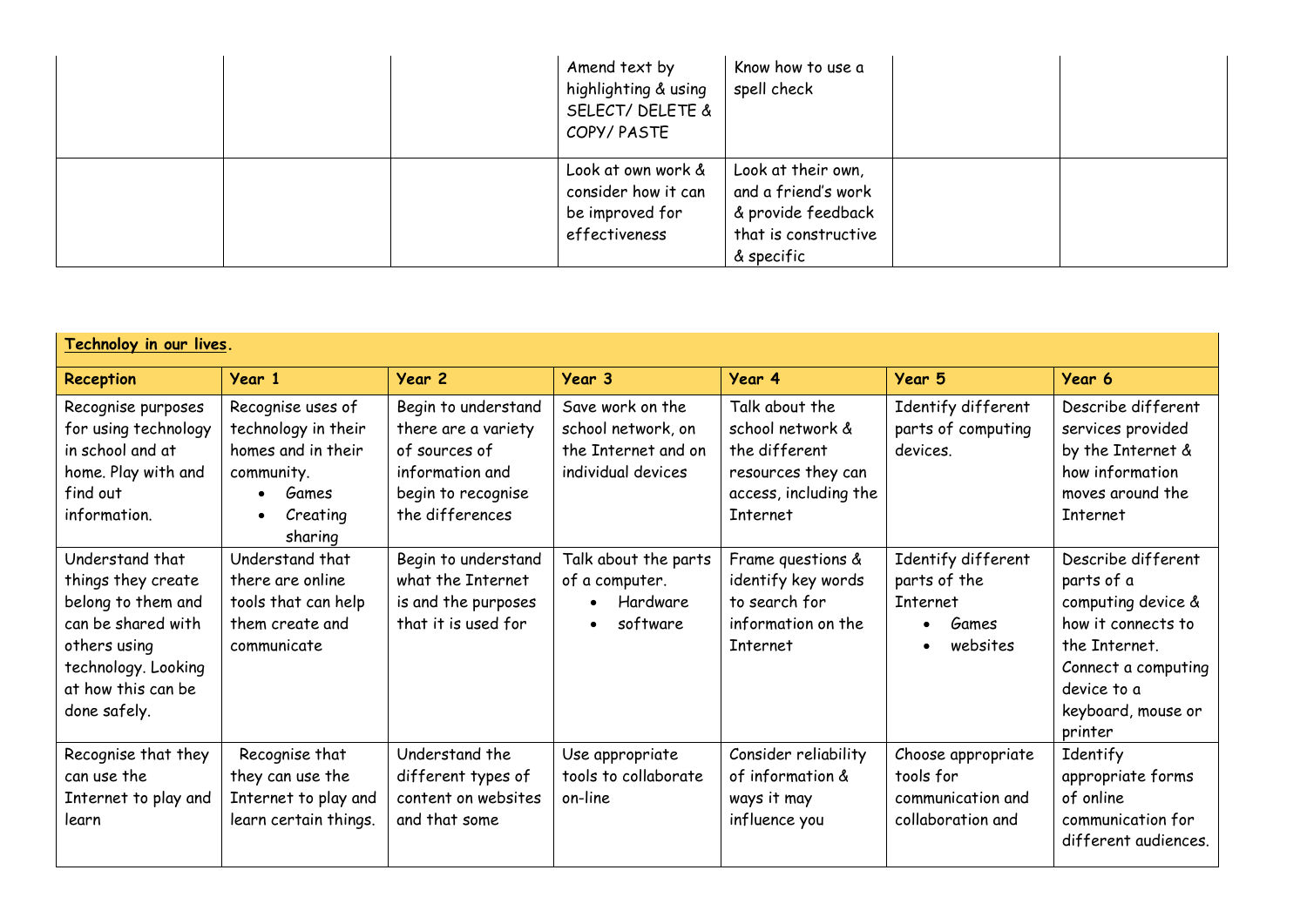| | | | | | | |
|---|---|---|---|---|---|---|
| | | | Amend text by highlighting & using SELECT/ DELETE & COPY/ PASTE | Know how to use a spell check | | |
| | | | Look at own work & consider how it can be improved for effectiveness | Look at their own, and a friend's work & provide feedback that is constructive & specific | | |

| **Technoloy in our lives.** | | | | | | |
|---|---|---|---|---|---|---|
| **Reception** | **Year 1** | **Year 2** | **Year 3** | **Year 4** | **Year 5** | **Year 6** |
| Recognise purposes for using technology in school and at home. Play with and find out information. | Recognise uses of technology in their homes and in their community. <br>• Games <br>• Creating sharing | Begin to understand there are a variety of sources of information and begin to recognise the differences | Save work on the school network, on the Internet and on individual devices | Talk about the school network & the different resources they can access, including the Internet | Identify different parts of computing devices. | Describe different services provided by the Internet & how information moves around the Internet |
| Understand that things they create belong to them and can be shared with others using technology. Looking at how this can be done safely. | Understand that there are online tools that can help them create and communicate | Begin to understand what the Internet is and the purposes that it is used for | Talk about the parts of a computer. <br>• Hardware <br>• software | Frame questions & identify key words to search for information on the Internet | Identify different parts of the Internet <br>• Games <br>• websites | Describe different parts of a computing device & how it connects to the Internet. Connect a computing device to a keyboard, mouse or printer |
| Recognise that they can use the Internet to play and learn | Recognise that they can use the Internet to play and learn certain things. | Understand the different types of content on websites and that some | Use appropriate tools to collaborate on-line | Consider reliability of information & ways it may influence you | Choose appropriate tools for communication and collaboration and | Identify appropriate forms of online communication for different audiences. |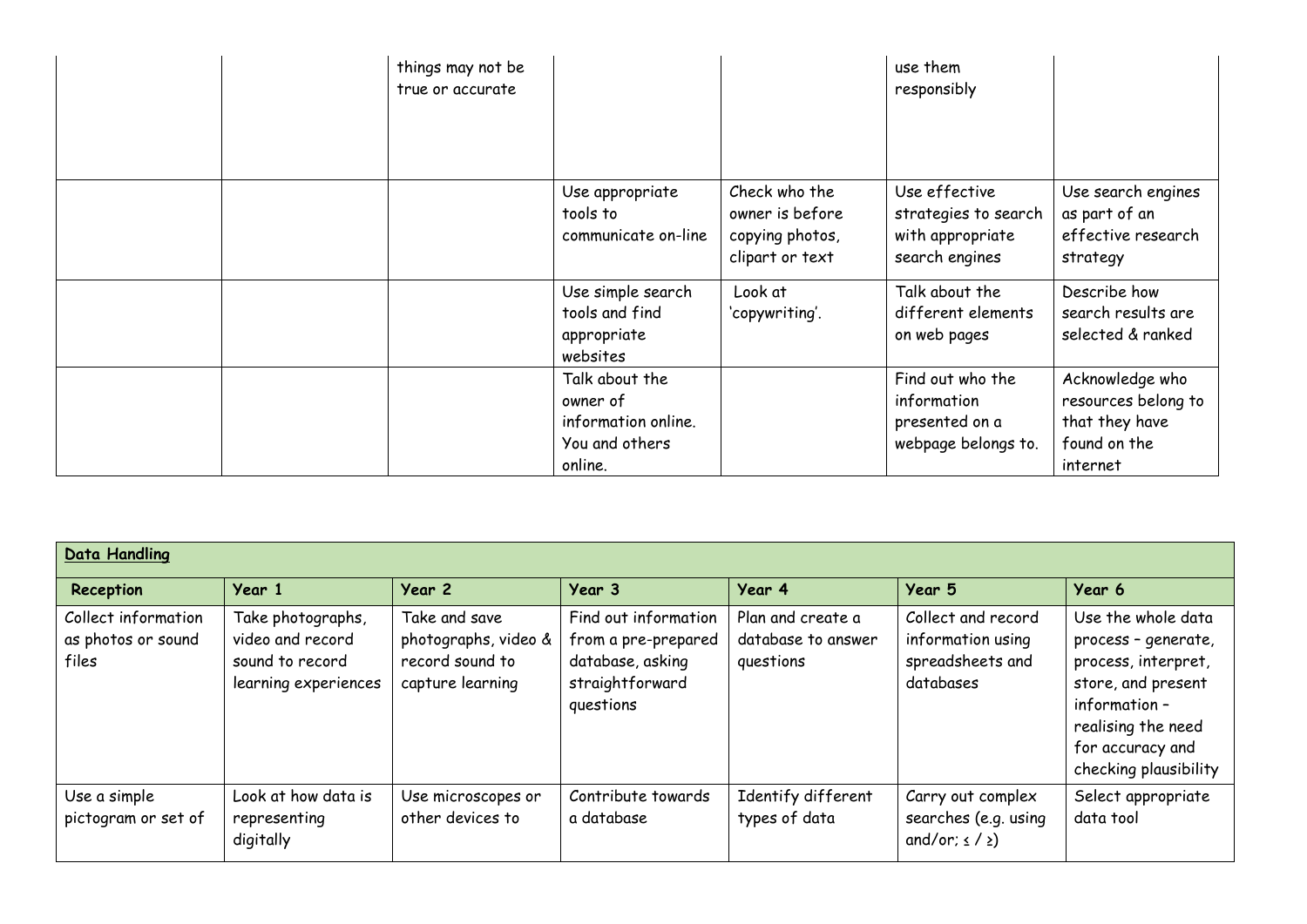| | | | | | | |
|---|---|---|---|---|---|---|
| | | things may not be true or accurate | | | use them responsibly | |
| | | | Use appropriate tools to communicate on-line | Check who the owner is before copying photos, clipart or text | Use effective strategies to search with appropriate search engines | Use search engines as part of an effective research strategy |
| | | | Use simple search tools and find appropriate websites | Look at 'copywriting'. | Talk about the different elements on web pages | Describe how search results are selected & ranked |
| | | | Talk about the owner of information online. You and others online. | | Find out who the information presented on a webpage belongs to. | Acknowledge who resources belong to that they have found on the internet |

| **Data Handling** | | | | | | |
|---|---|---|---|---|---|---|
| **Reception** | **Year 1** | **Year 2** | **Year 3** | **Year 4** | **Year 5** | **Year 6** |
| Collect information as photos or sound files | Take photographs, video and record sound to record learning experiences | Take and save photographs, video & record sound to capture learning | Find out information from a pre-prepared database, asking straightforward questions | Plan and create a database to answer questions | Collect and record information using spreadsheets and databases | Use the whole data process – generate, process, interpret, store, and present information – realising the need for accuracy and checking plausibility |
| Use a simple pictogram or set of | Look at how data is representing digitally | Use microscopes or other devices to | Contribute towards a database | Identify different types of data | Carry out complex searches (e.g. using and/or; ≤ / ≥) | Select appropriate data tool |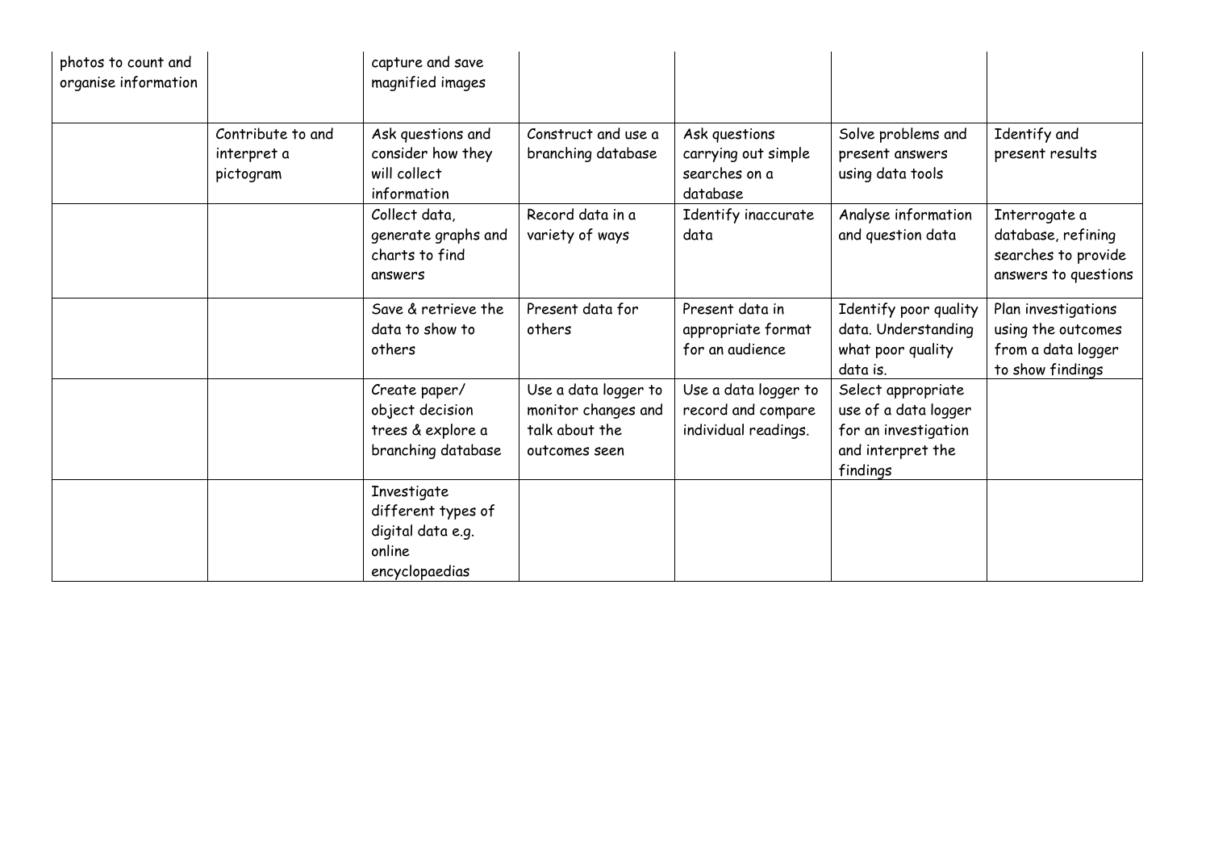| | | | | | | |
|---|---|---|---|---|---|---|
| photos to count and organise information | | capture and save magnified images | | | | |
| | Contribute to and interpret a pictogram | Ask questions and consider how they will collect information | Construct and use a branching database | Ask questions carrying out simple searches on a database | Solve problems and present answers using data tools | Identify and present results |
| | | Collect data, generate graphs and charts to find answers | Record data in a variety of ways | Identify inaccurate data | Analyse information and question data | Interrogate a database, refining searches to provide answers to questions |
| | | Save & retrieve the data to show to others | Present data for others | Present data in appropriate format for an audience | Identify poor quality data. Understanding what poor quality data is. | Plan investigations using the outcomes from a data logger to show findings |
| | | Create paper/ object decision trees & explore a branching database | Use a data logger to monitor changes and talk about the outcomes seen | Use a data logger to record and compare individual readings. | Select appropriate use of a data logger for an investigation and interpret the findings | |
| | | Investigate different types of digital data e.g. online encyclopaedias | | | | |